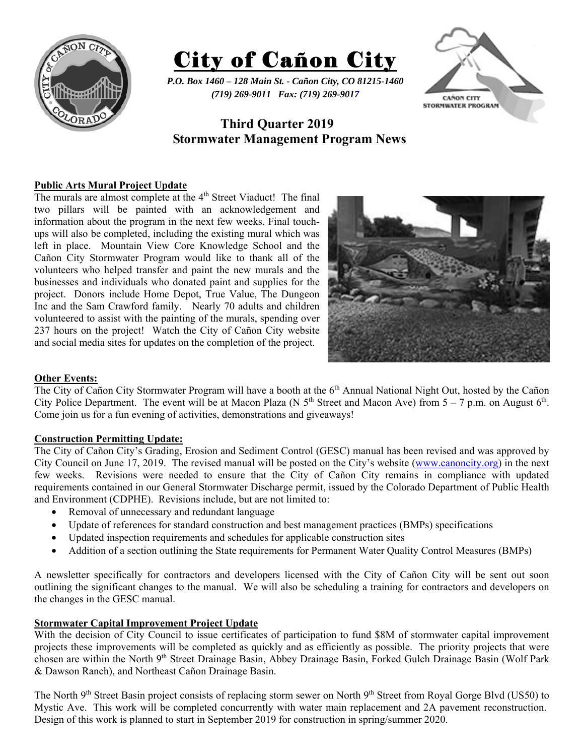# City of Cañon City

*P.O. Box 1460 – 128 Main St. - Cañon City, CO 81215-1460*
*(719) 269-9011 Fax: (719) 269-9017*

## Third Quarter 2019
## Stormwater Management Program News

**Public Arts Mural Project Update**

The murals are almost complete at the 4th Street Viaduct! The final two pillars will be painted with an acknowledgement and information about the program in the next few weeks. Final touch-ups will also be completed, including the existing mural which was left in place. Mountain View Core Knowledge School and the Cañon City Stormwater Program would like to thank all of the volunteers who helped transfer and paint the new murals and the businesses and individuals who donated paint and supplies for the project. Donors include Home Depot, True Value, The Dungeon Inc and the Sam Crawford family. Nearly 70 adults and children volunteered to assist with the painting of the murals, spending over 237 hours on the project! Watch the City of Cañon City website and social media sites for updates on the completion of the project.

**Other Events:**

The City of Cañon City Stormwater Program will have a booth at the 6th Annual National Night Out, hosted by the Cañon City Police Department. The event will be at Macon Plaza (N 5th Street and Macon Ave) from 5 – 7 p.m. on August 6th. Come join us for a fun evening of activities, demonstrations and giveaways!

**Construction Permitting Update:**

The City of Cañon City's Grading, Erosion and Sediment Control (GESC) manual has been revised and was approved by City Council on June 17, 2019. The revised manual will be posted on the City's website (www.canoncity.org) in the next few weeks. Revisions were needed to ensure that the City of Cañon City remains in compliance with updated requirements contained in our General Stormwater Discharge permit, issued by the Colorado Department of Public Health and Environment (CDPHE). Revisions include, but are not limited to:

- Removal of unnecessary and redundant language
- Update of references for standard construction and best management practices (BMPs) specifications
- Updated inspection requirements and schedules for applicable construction sites
- Addition of a section outlining the State requirements for Permanent Water Quality Control Measures (BMPs)

A newsletter specifically for contractors and developers licensed with the City of Cañon City will be sent out soon outlining the significant changes to the manual. We will also be scheduling a training for contractors and developers on the changes in the GESC manual.

**Stormwater Capital Improvement Project Update**

With the decision of City Council to issue certificates of participation to fund $8M of stormwater capital improvement projects these improvements will be completed as quickly and as efficiently as possible. The priority projects that were chosen are within the North 9th Street Drainage Basin, Abbey Drainage Basin, Forked Gulch Drainage Basin (Wolf Park & Dawson Ranch), and Northeast Cañon Drainage Basin.

The North 9th Street Basin project consists of replacing storm sewer on North 9th Street from Royal Gorge Blvd (US50) to Mystic Ave. This work will be completed concurrently with water main replacement and 2A pavement reconstruction. Design of this work is planned to start in September 2019 for construction in spring/summer 2020.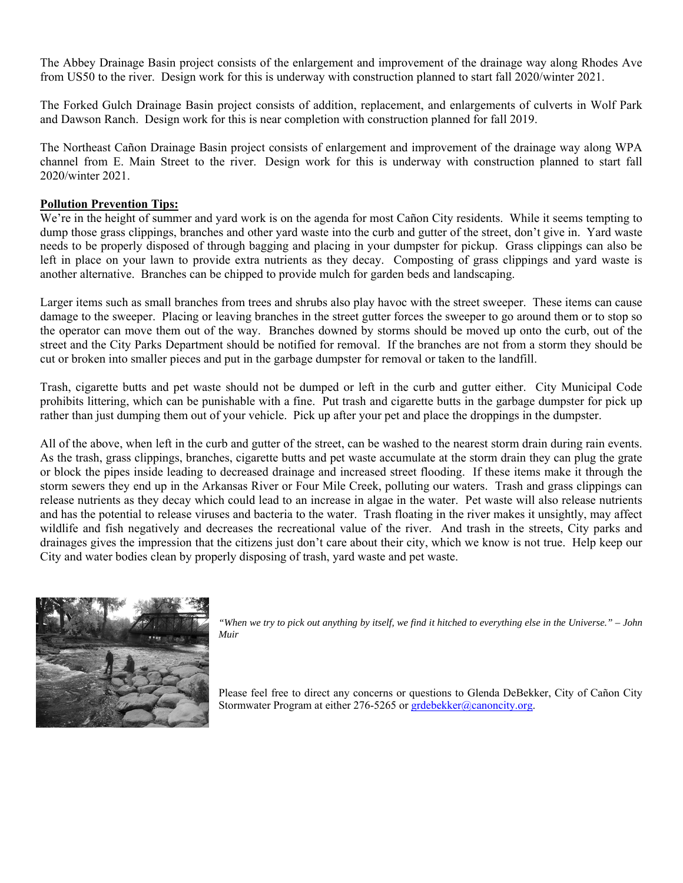The Abbey Drainage Basin project consists of the enlargement and improvement of the drainage way along Rhodes Ave from US50 to the river. Design work for this is underway with construction planned to start fall 2020/winter 2021.

The Forked Gulch Drainage Basin project consists of addition, replacement, and enlargements of culverts in Wolf Park and Dawson Ranch. Design work for this is near completion with construction planned for fall 2019.

The Northeast Cañon Drainage Basin project consists of enlargement and improvement of the drainage way along WPA channel from E. Main Street to the river. Design work for this is underway with construction planned to start fall 2020/winter 2021.

**Pollution Prevention Tips:**

We're in the height of summer and yard work is on the agenda for most Cañon City residents. While it seems tempting to dump those grass clippings, branches and other yard waste into the curb and gutter of the street, don't give in. Yard waste needs to be properly disposed of through bagging and placing in your dumpster for pickup. Grass clippings can also be left in place on your lawn to provide extra nutrients as they decay. Composting of grass clippings and yard waste is another alternative. Branches can be chipped to provide mulch for garden beds and landscaping.

Larger items such as small branches from trees and shrubs also play havoc with the street sweeper. These items can cause damage to the sweeper. Placing or leaving branches in the street gutter forces the sweeper to go around them or to stop so the operator can move them out of the way. Branches downed by storms should be moved up onto the curb, out of the street and the City Parks Department should be notified for removal. If the branches are not from a storm they should be cut or broken into smaller pieces and put in the garbage dumpster for removal or taken to the landfill.

Trash, cigarette butts and pet waste should not be dumped or left in the curb and gutter either. City Municipal Code prohibits littering, which can be punishable with a fine. Put trash and cigarette butts in the garbage dumpster for pick up rather than just dumping them out of your vehicle. Pick up after your pet and place the droppings in the dumpster.

All of the above, when left in the curb and gutter of the street, can be washed to the nearest storm drain during rain events. As the trash, grass clippings, branches, cigarette butts and pet waste accumulate at the storm drain they can plug the grate or block the pipes inside leading to decreased drainage and increased street flooding. If these items make it through the storm sewers they end up in the Arkansas River or Four Mile Creek, polluting our waters. Trash and grass clippings can release nutrients as they decay which could lead to an increase in algae in the water. Pet waste will also release nutrients and has the potential to release viruses and bacteria to the water. Trash floating in the river makes it unsightly, may affect wildlife and fish negatively and decreases the recreational value of the river. And trash in the streets, City parks and drainages gives the impression that the citizens just don't care about their city, which we know is not true. Help keep our City and water bodies clean by properly disposing of trash, yard waste and pet waste.

*"When we try to pick out anything by itself, we find it hitched to everything else in the Universe." – John Muir*

Please feel free to direct any concerns or questions to Glenda DeBekker, City of Cañon City Stormwater Program at either 276-5265 or grdebekker@canoncity.org.